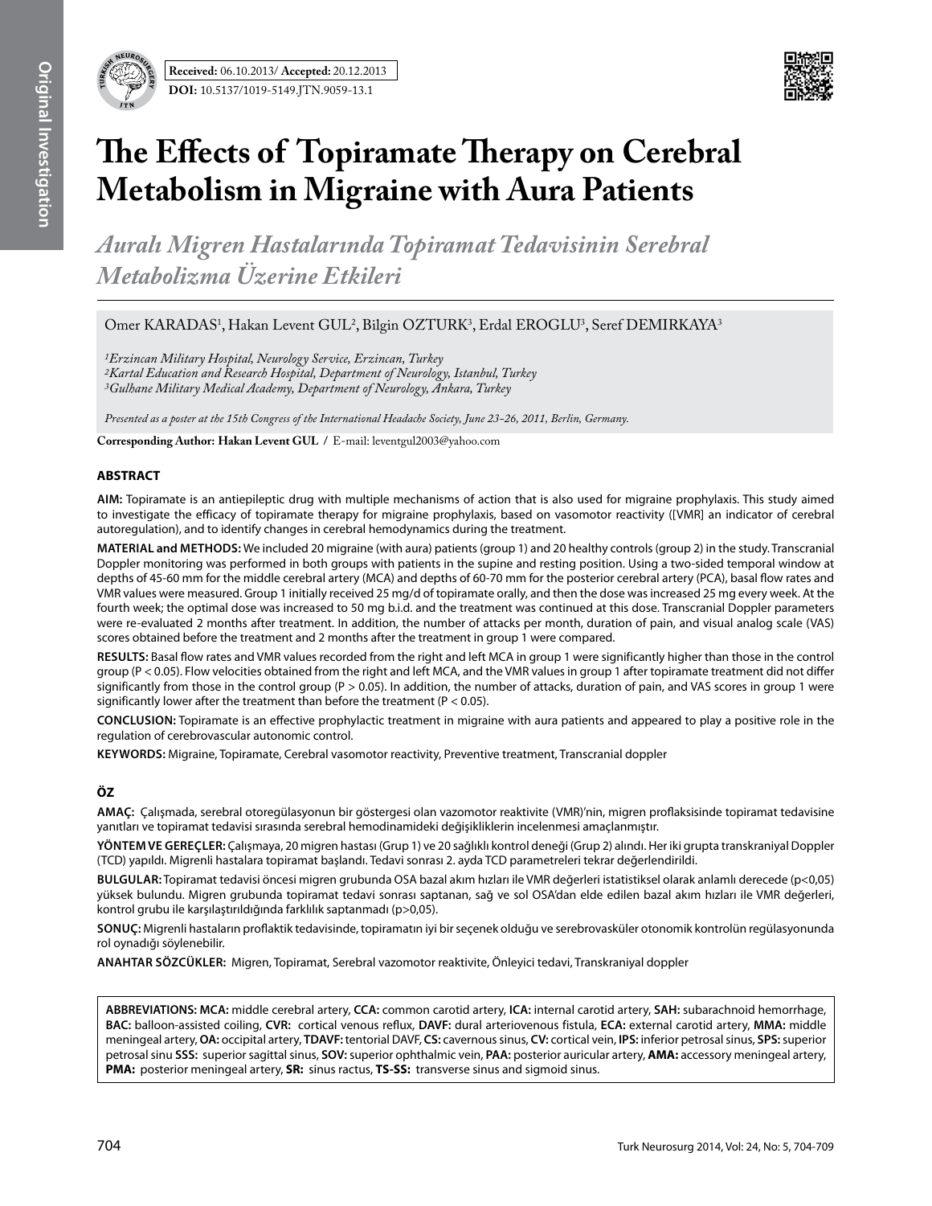**Received:** 06.10.2013/ **Accepted:** 20.12.2013

**DOI:** 10.5137/1019-5149.JTN.9059-13.1

# The Effects of Topiramate Therapy on Cerebral Metabolism in Migraine with Aura Patients

## *Auralı Migren Hastalarında Topiramat Tedavisinin Serebral Metabolizma Üzerine Etkileri*

Omer KARADAS[1], Hakan Levent GUL[2], Bilgin OZTURK[3], Erdal EROGLU[3], Seref DEMIRKAYA[3]

*[1]Erzincan Military Hospital, Neurology Service, Erzincan, Turkey*
*[2]Kartal Education and Research Hospital, Department of Neurology, Istanbul, Turkey*
*[3]Gulhane Military Medical Academy, Department of Neurology, Ankara, Turkey*

*Presented as a poster at the 15th Congress of the International Headache Society, June 23-26, 2011, Berlin, Germany.*

**Corresponding Author: Hakan Levent GUL /** E-mail: leventgul2003@yahoo.com

## ABSTRACT

**AIM:** Topiramate is an antiepileptic drug with multiple mechanisms of action that is also used for migraine prophylaxis. This study aimed to investigate the efficacy of topiramate therapy for migraine prophylaxis, based on vasomotor reactivity ([VMR] an indicator of cerebral autoregulation), and to identify changes in cerebral hemodynamics during the treatment.

**MATERIAL and METHODS:** We included 20 migraine (with aura) patients (group 1) and 20 healthy controls (group 2) in the study. Transcranial Doppler monitoring was performed in both groups with patients in the supine and resting position. Using a two-sided temporal window at depths of 45-60 mm for the middle cerebral artery (MCA) and depths of 60-70 mm for the posterior cerebral artery (PCA), basal flow rates and VMR values were measured. Group 1 initially received 25 mg/d of topiramate orally, and then the dose was increased 25 mg every week. At the fourth week; the optimal dose was increased to 50 mg b.i.d. and the treatment was continued at this dose. Transcranial Doppler parameters were re-evaluated 2 months after treatment. In addition, the number of attacks per month, duration of pain, and visual analog scale (VAS) scores obtained before the treatment and 2 months after the treatment in group 1 were compared.

**RESULTS:** Basal flow rates and VMR values recorded from the right and left MCA in group 1 were significantly higher than those in the control group ($P < 0.05$). Flow velocities obtained from the right and left MCA, and the VMR values in group 1 after topiramate treatment did not differ significantly from those in the control group ($P > 0.05$). In addition, the number of attacks, duration of pain, and VAS scores in group 1 were significantly lower after the treatment than before the treatment ($P < 0.05$).

**CONCLUSION:** Topiramate is an effective prophylactic treatment in migraine with aura patients and appeared to play a positive role in the regulation of cerebrovascular autonomic control.

**KEYWORDS:** Migraine, Topiramate, Cerebral vasomotor reactivity, Preventive treatment, Transcranial doppler

## ÖZ

**AMAÇ:** Çalışmada, serebral otoregülasyonun bir göstergesi olan vazomotor reaktivite (VMR)'nin, migren proflaksisinde topiramat tedavisine yanıtları ve topiramat tedavisi sırasında serebral hemodinamideki değişikliklerin incelenmesi amaçlanmıştır.

**YÖNTEM VE GEREÇLER:** Çalışmaya, 20 migren hastası (Grup 1) ve 20 sağlıklı kontrol deneği (Grup 2) alındı. Her iki grupta transkraniyal Doppler (TCD) yapıldı. Migrenli hastalara topiramat başlandı. Tedavi sonrası 2. ayda TCD parametreleri tekrar değerlendirildi.

**BULGULAR:** Topiramat tedavisi öncesi migren grubunda OSA bazal akım hızları ile VMR değerleri istatistiksel olarak anlamlı derecede ($p<0,05$) yüksek bulundu. Migren grubunda topiramat tedavi sonrası saptanan, sağ ve sol OSA'dan elde edilen bazal akım hızları ile VMR değerleri, kontrol grubu ile karşılaştırıldığında farklılık saptanmadı ($p>0,05$).

**SONUÇ:** Migrenli hastaların proflaktik tedavisinde, topiramatın iyi bir seçenek olduğu ve serebrovasküler otonomik kontrolün regülasyonunda rol oynadığı söylenebilir.

**ANAHTAR SÖZCÜKLER:** Migren, Topiramat, Serebral vazomotor reaktivite, Önleyici tedavi, Transkraniyal doppler

**ABBREVIATIONS: MCA:** middle cerebral artery, **CCA:** common carotid artery, **ICA:** internal carotid artery, **SAH:** subarachnoid hemorrhage, **BAC:** balloon-assisted coiling, **CVR:** cortical venous reflux, **DAVF:** dural arteriovenous fistula, **ECA:** external carotid artery, **MMA:** middle meningeal artery, **OA:** occipital artery, **TDAVF:** tentorial DAVF, **CS:** cavernous sinus, **CV:** cortical vein, **IPS:** inferior petrosal sinus, **SPS:** superior petrosal sinu **SSS:** superior sagittal sinus, **SOV:** superior ophthalmic vein, **PAA:** posterior auricular artery, **AMA:** accessory meningeal artery, **PMA:** posterior meningeal artery, **SR:** sinus ractus, **TS-SS:** transverse sinus and sigmoid sinus.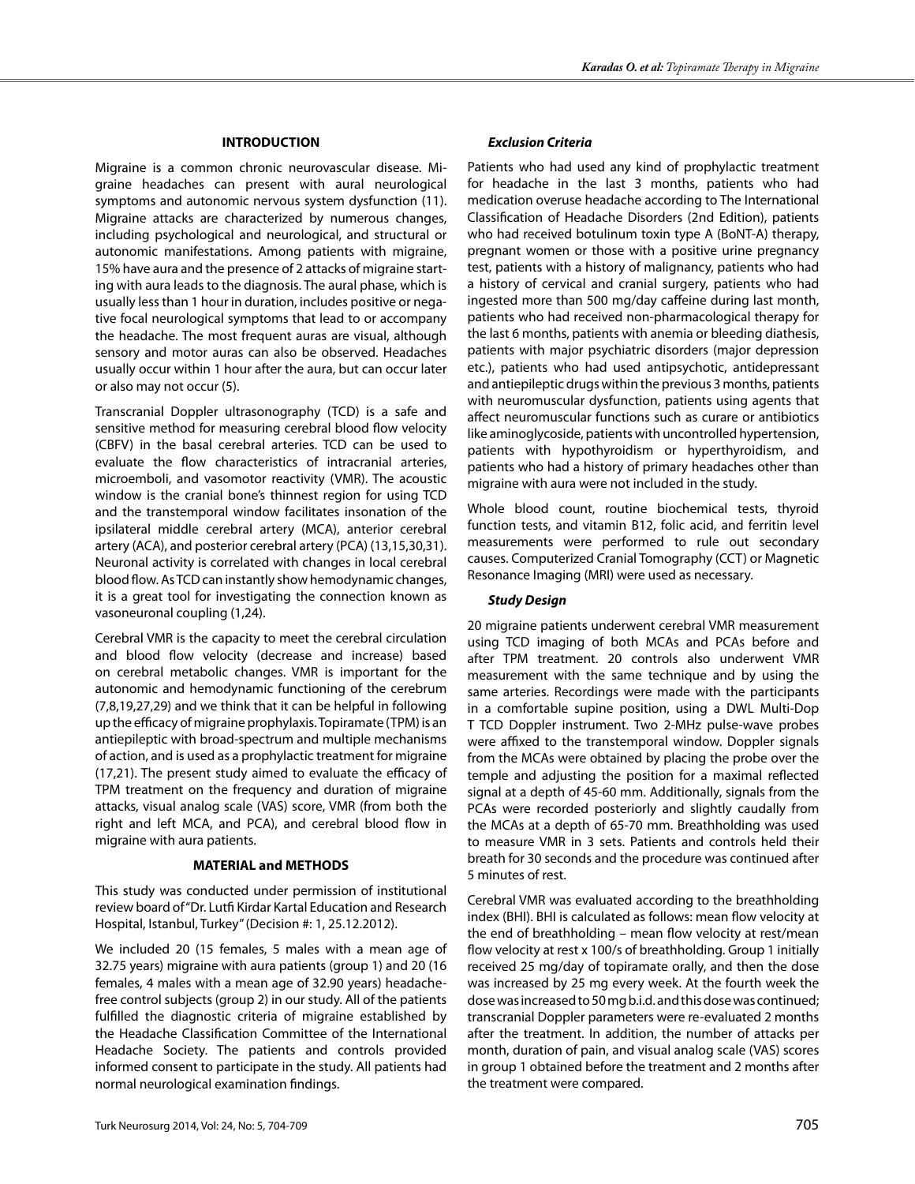## INTRODUCTION

Migraine is a common chronic neurovascular disease. Migraine headaches can present with aural neurological symptoms and autonomic nervous system dysfunction (11). Migraine attacks are characterized by numerous changes, including psychological and neurological, and structural or autonomic manifestations. Among patients with migraine, 15% have aura and the presence of 2 attacks of migraine starting with aura leads to the diagnosis. The aural phase, which is usually less than 1 hour in duration, includes positive or negative focal neurological symptoms that lead to or accompany the headache. The most frequent auras are visual, although sensory and motor auras can also be observed. Headaches usually occur within 1 hour after the aura, but can occur later or also may not occur (5).

Transcranial Doppler ultrasonography (TCD) is a safe and sensitive method for measuring cerebral blood flow velocity (CBFV) in the basal cerebral arteries. TCD can be used to evaluate the flow characteristics of intracranial arteries, microemboli, and vasomotor reactivity (VMR). The acoustic window is the cranial bone's thinnest region for using TCD and the transtemporal window facilitates insonation of the ipsilateral middle cerebral artery (MCA), anterior cerebral artery (ACA), and posterior cerebral artery (PCA) (13,15,30,31). Neuronal activity is correlated with changes in local cerebral blood flow. As TCD can instantly show hemodynamic changes, it is a great tool for investigating the connection known as vasoneuronal coupling (1,24).

Cerebral VMR is the capacity to meet the cerebral circulation and blood flow velocity (decrease and increase) based on cerebral metabolic changes. VMR is important for the autonomic and hemodynamic functioning of the cerebrum (7,8,19,27,29) and we think that it can be helpful in following up the efficacy of migraine prophylaxis. Topiramate (TPM) is an antiepileptic with broad-spectrum and multiple mechanisms of action, and is used as a prophylactic treatment for migraine (17,21). The present study aimed to evaluate the efficacy of TPM treatment on the frequency and duration of migraine attacks, visual analog scale (VAS) score, VMR (from both the right and left MCA, and PCA), and cerebral blood flow in migraine with aura patients.

## MATERIAL and METHODS

This study was conducted under permission of institutional review board of "Dr. Lutfi Kirdar Kartal Education and Research Hospital, Istanbul, Turkey" (Decision #: 1, 25.12.2012).

We included 20 (15 females, 5 males with a mean age of 32.75 years) migraine with aura patients (group 1) and 20 (16 females, 4 males with a mean age of 32.90 years) headache-free control subjects (group 2) in our study. All of the patients fulfilled the diagnostic criteria of migraine established by the Headache Classification Committee of the International Headache Society. The patients and controls provided informed consent to participate in the study. All patients had normal neurological examination findings.

### *Exclusion Criteria*

Patients who had used any kind of prophylactic treatment for headache in the last 3 months, patients who had medication overuse headache according to The International Classification of Headache Disorders (2nd Edition), patients who had received botulinum toxin type A (BoNT-A) therapy, pregnant women or those with a positive urine pregnancy test, patients with a history of malignancy, patients who had a history of cervical and cranial surgery, patients who had ingested more than 500 mg/day caffeine during last month, patients who had received non-pharmacological therapy for the last 6 months, patients with anemia or bleeding diathesis, patients with major psychiatric disorders (major depression etc.), patients who had used antipsychotic, antidepressant and antiepileptic drugs within the previous 3 months, patients with neuromuscular dysfunction, patients using agents that affect neuromuscular functions such as curare or antibiotics like aminoglycoside, patients with uncontrolled hypertension, patients with hypothyroidism or hyperthyroidism, and patients who had a history of primary headaches other than migraine with aura were not included in the study.

Whole blood count, routine biochemical tests, thyroid function tests, and vitamin B12, folic acid, and ferritin level measurements were performed to rule out secondary causes. Computerized Cranial Tomography (CCT) or Magnetic Resonance Imaging (MRI) were used as necessary.

### *Study Design*

20 migraine patients underwent cerebral VMR measurement using TCD imaging of both MCAs and PCAs before and after TPM treatment. 20 controls also underwent VMR measurement with the same technique and by using the same arteries. Recordings were made with the participants in a comfortable supine position, using a DWL Multi-Dop T TCD Doppler instrument. Two 2-MHz pulse-wave probes were affixed to the transtemporal window. Doppler signals from the MCAs were obtained by placing the probe over the temple and adjusting the position for a maximal reflected signal at a depth of 45-60 mm. Additionally, signals from the PCAs were recorded posteriorly and slightly caudally from the MCAs at a depth of 65-70 mm. Breathholding was used to measure VMR in 3 sets. Patients and controls held their breath for 30 seconds and the procedure was continued after 5 minutes of rest.

Cerebral VMR was evaluated according to the breathholding index (BHI). BHI is calculated as follows: mean flow velocity at the end of breathholding – mean flow velocity at rest/mean flow velocity at rest x 100/s of breathholding. Group 1 initially received 25 mg/day of topiramate orally, and then the dose was increased by 25 mg every week. At the fourth week the dose was increased to 50 mg b.i.d. and this dose was continued; transcranial Doppler parameters were re-evaluated 2 months after the treatment. In addition, the number of attacks per month, duration of pain, and visual analog scale (VAS) scores in group 1 obtained before the treatment and 2 months after the treatment were compared.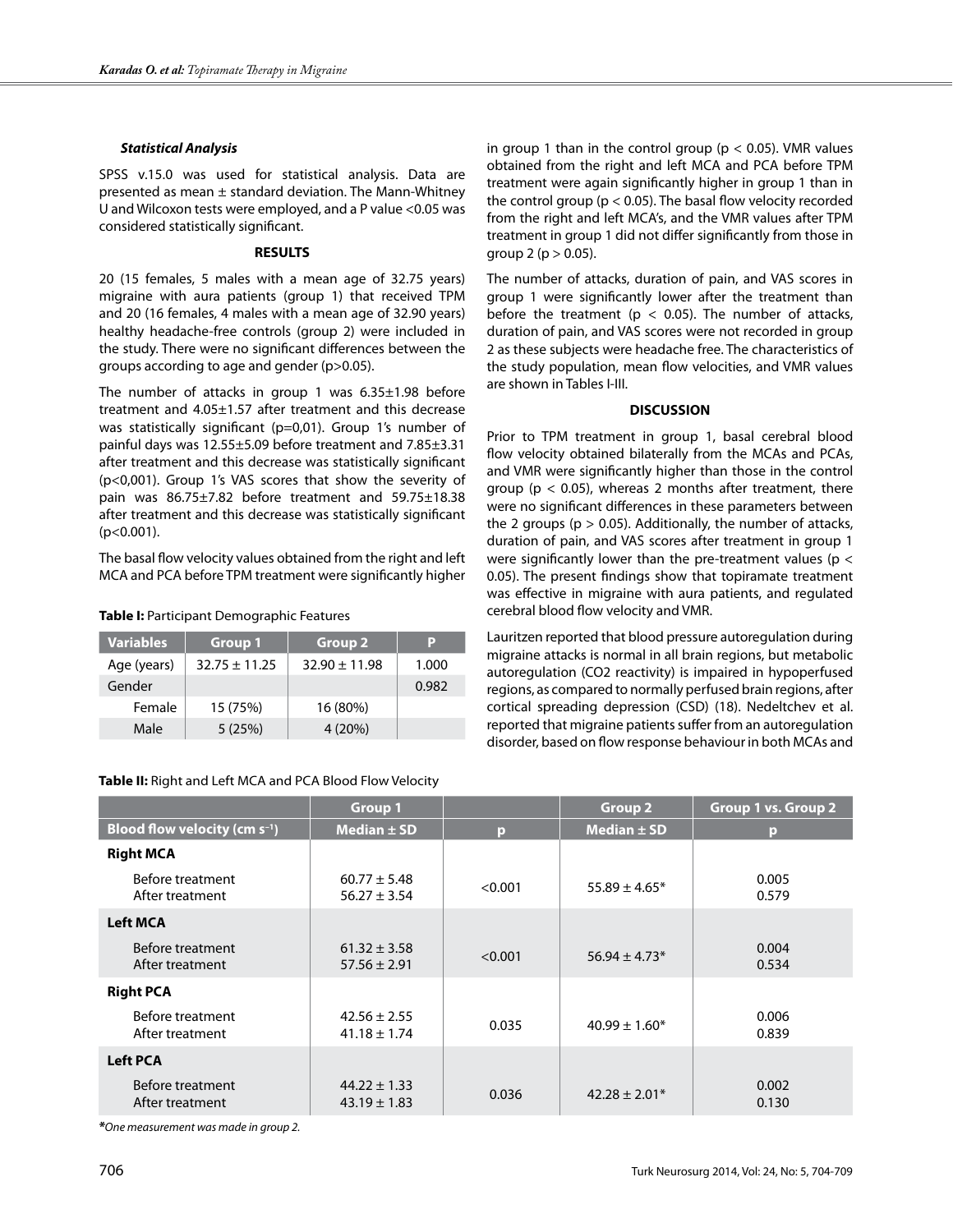### *Statistical Analysis*

SPSS v.15.0 was used for statistical analysis. Data are presented as mean ± standard deviation. The Mann-Whitney U and Wilcoxon tests were employed, and a P value <0.05 was considered statistically significant.

## RESULTS

20 (15 females, 5 males with a mean age of 32.75 years) migraine with aura patients (group 1) that received TPM and 20 (16 females, 4 males with a mean age of 32.90 years) healthy headache-free controls (group 2) were included in the study. There were no significant differences between the groups according to age and gender (p>0.05).

The number of attacks in group 1 was 6.35±1.98 before treatment and 4.05±1.57 after treatment and this decrease was statistically significant (p=0,01). Group 1's number of painful days was 12.55±5.09 before treatment and 7.85±3.31 after treatment and this decrease was statistically significant (p<0,001). Group 1's VAS scores that show the severity of pain was 86.75±7.82 before treatment and 59.75±18.38 after treatment and this decrease was statistically significant (p<0.001).

The basal flow velocity values obtained from the right and left MCA and PCA before TPM treatment were significantly higher in group 1 than in the control group (p < 0.05). VMR values obtained from the right and left MCA and PCA before TPM treatment were again significantly higher in group 1 than in the control group (p < 0.05). The basal flow velocity recorded from the right and left MCA's, and the VMR values after TPM treatment in group 1 did not differ significantly from those in group 2 (p > 0.05).

The number of attacks, duration of pain, and VAS scores in group 1 were significantly lower after the treatment than before the treatment (p < 0.05). The number of attacks, duration of pain, and VAS scores were not recorded in group 2 as these subjects were headache free. The characteristics of the study population, mean flow velocities, and VMR values are shown in Tables I-III.

**Table I:** Participant Demographic Features

| Variables | Group 1 | Group 2 | P |
|---|---|---|---|
| Age (years) | 32.75 ± 11.25 | 32.90 ± 11.98 | 1.000 |
| Gender | | | 0.982 |
| Female | 15 (75%) | 16 (80%) | |
| Male | 5 (25%) | 4 (20%) | |

**Table II:** Right and Left MCA and PCA Blood Flow Velocity

| | Group 1 | | Group 2 | Group 1 vs. Group 2 |
|---|---|---|---|---|
| Blood flow velocity (cm $s^{-1}$) | Median ± SD | p | Median ± SD | p |
| **Right MCA** | | | | |
| Before treatment | 60.77 ± 5.48 | <0.001 | 55.89 ± 4.65* | 0.005 |
| After treatment | 56.27 ± 3.54 | | | 0.579 |
| **Left MCA** | | | | |
| Before treatment | 61.32 ± 3.58 | <0.001 | 56.94 ± 4.73* | 0.004 |
| After treatment | 57.56 ± 2.91 | | | 0.534 |
| **Right PCA** | | | | |
| Before treatment | 42.56 ± 2.55 | 0.035 | 40.99 ± 1.60* | 0.006 |
| After treatment | 41.18 ± 1.74 | | | 0.839 |
| **Left PCA** | | | | |
| Before treatment | 44.22 ± 1.33 | 0.036 | 42.28 ± 2.01* | 0.002 |
| After treatment | 43.19 ± 1.83 | | | 0.130 |

***One measurement was made in group 2.*

## DISCUSSION

Prior to TPM treatment in group 1, basal cerebral blood flow velocity obtained bilaterally from the MCAs and PCAs, and VMR were significantly higher than those in the control group (p < 0.05), whereas 2 months after treatment, there were no significant differences in these parameters between the 2 groups (p > 0.05). Additionally, the number of attacks, duration of pain, and VAS scores after treatment in group 1 were significantly lower than the pre-treatment values (p < 0.05). The present findings show that topiramate treatment was effective in migraine with aura patients, and regulated cerebral blood flow velocity and VMR.

Lauritzen reported that blood pressure autoregulation during migraine attacks is normal in all brain regions, but metabolic autoregulation ($CO_2$ reactivity) is impaired in hypoperfused regions, as compared to normally perfused brain regions, after cortical spreading depression (CSD) (18). Nedeltchev et al. reported that migraine patients suffer from an autoregulation disorder, based on flow response behaviour in both MCAs and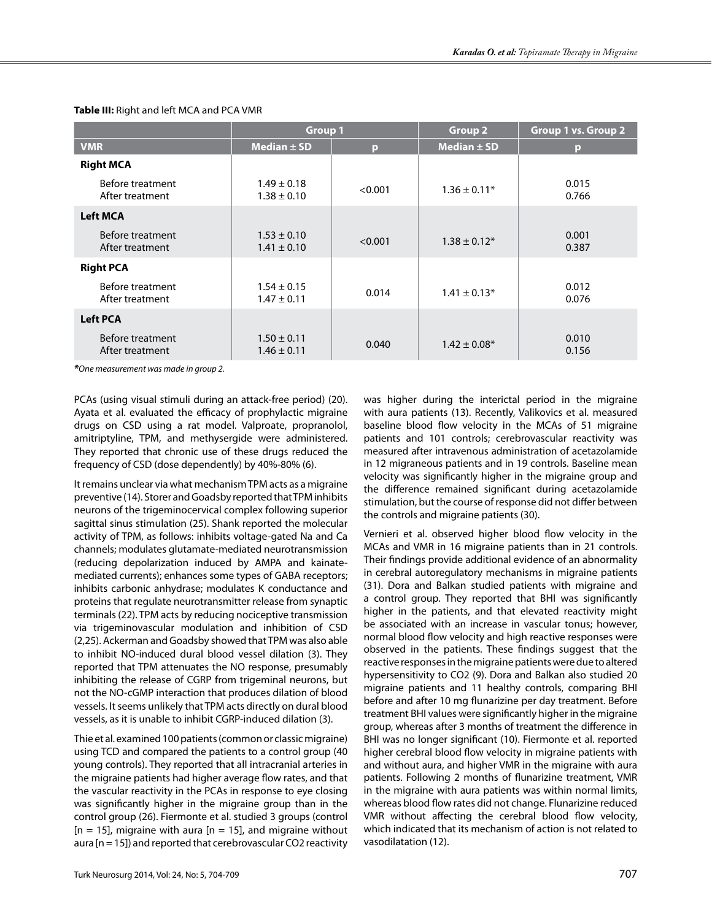**Table III:** Right and left MCA and PCA VMR

| | Group 1 | | Group 2 | Group 1 vs. Group 2 |
|---|---|---|---|---|
| **VMR** | **Median ± SD** | **p** | **Median ± SD** | **p** |
| **Right MCA** | | | | |
| Before treatment | 1.49 ± 0.18 | <0.001 | 1.36 ± 0.11* | 0.015 |
| After treatment | 1.38 ± 0.10 | | | 0.766 |
| **Left MCA** | | | | |
| Before treatment | 1.53 ± 0.10 | <0.001 | 1.38 ± 0.12* | 0.001 |
| After treatment | 1.41 ± 0.10 | | | 0.387 |
| **Right PCA** | | | | |
| Before treatment | 1.54 ± 0.15 | 0.014 | 1.41 ± 0.13* | 0.012 |
| After treatment | 1.47 ± 0.11 | | | 0.076 |
| **Left PCA** | | | | |
| Before treatment | 1.50 ± 0.11 | 0.040 | 1.42 ± 0.08* | 0.010 |
| After treatment | 1.46 ± 0.11 | | | 0.156 |

***One measurement was made in group 2.***

PCAs (using visual stimuli during an attack-free period) (20). Ayata et al. evaluated the efficacy of prophylactic migraine drugs on CSD using a rat model. Valproate, propranolol, amitriptyline, TPM, and methysergide were administered. They reported that chronic use of these drugs reduced the frequency of CSD (dose dependently) by 40%-80% (6).

It remains unclear via what mechanism TPM acts as a migraine preventive (14). Storer and Goadsby reported that TPM inhibits neurons of the trigeminocervical complex following superior sagittal sinus stimulation (25). Shank reported the molecular activity of TPM, as follows: inhibits voltage-gated Na and Ca channels; modulates glutamate-mediated neurotransmission (reducing depolarization induced by AMPA and kainate-mediated currents); enhances some types of GABA receptors; inhibits carbonic anhydrase; modulates K conductance and proteins that regulate neurotransmitter release from synaptic terminals (22). TPM acts by reducing nociceptive transmission via trigeminovascular modulation and inhibition of CSD (2,25). Ackerman and Goadsby showed that TPM was also able to inhibit NO-induced dural blood vessel dilation (3). They reported that TPM attenuates the NO response, presumably inhibiting the release of CGRP from trigeminal neurons, but not the NO-cGMP interaction that produces dilation of blood vessels. It seems unlikely that TPM acts directly on dural blood vessels, as it is unable to inhibit CGRP-induced dilation (3).

Thie et al. examined 100 patients (common or classic migraine) using TCD and compared the patients to a control group (40 young controls). They reported that all intracranial arteries in the migraine patients had higher average flow rates, and that the vascular reactivity in the PCAs in response to eye closing was significantly higher in the migraine group than in the control group (26). Fiermonte et al. studied 3 groups (control [n = 15], migraine with aura [n = 15], and migraine without aura [n = 15]) and reported that cerebrovascular $CO_2$ reactivity was higher during the interictal period in the migraine with aura patients (13). Recently, Valikovics et al. measured baseline blood flow velocity in the MCAs of 51 migraine patients and 101 controls; cerebrovascular reactivity was measured after intravenous administration of acetazolamide in 12 migraneous patients and in 19 controls. Baseline mean velocity was significantly higher in the migraine group and the difference remained significant during acetazolamide stimulation, but the course of response did not differ between the controls and migraine patients (30).

Vernieri et al. observed higher blood flow velocity in the MCAs and VMR in 16 migraine patients than in 21 controls. Their findings provide additional evidence of an abnormality in cerebral autoregulatory mechanisms in migraine patients (31). Dora and Balkan studied patients with migraine and a control group. They reported that BHI was significantly higher in the patients, and that elevated reactivity might be associated with an increase in vascular tonus; however, normal blood flow velocity and high reactive responses were observed in the patients. These findings suggest that the reactive responses in the migraine patients were due to altered hypersensitivity to $CO_2$ (9). Dora and Balkan also studied 20 migraine patients and 11 healthy controls, comparing BHI before and after 10 mg flunarizine per day treatment. Before treatment BHI values were significantly higher in the migraine group, whereas after 3 months of treatment the difference in BHI was no longer significant (10). Fiermonte et al. reported higher cerebral blood flow velocity in migraine patients with and without aura, and higher VMR in the migraine with aura patients. Following 2 months of flunarizine treatment, VMR in the migraine with aura patients was within normal limits, whereas blood flow rates did not change. Flunarizine reduced VMR without affecting the cerebral blood flow velocity, which indicated that its mechanism of action is not related to vasodilatation (12).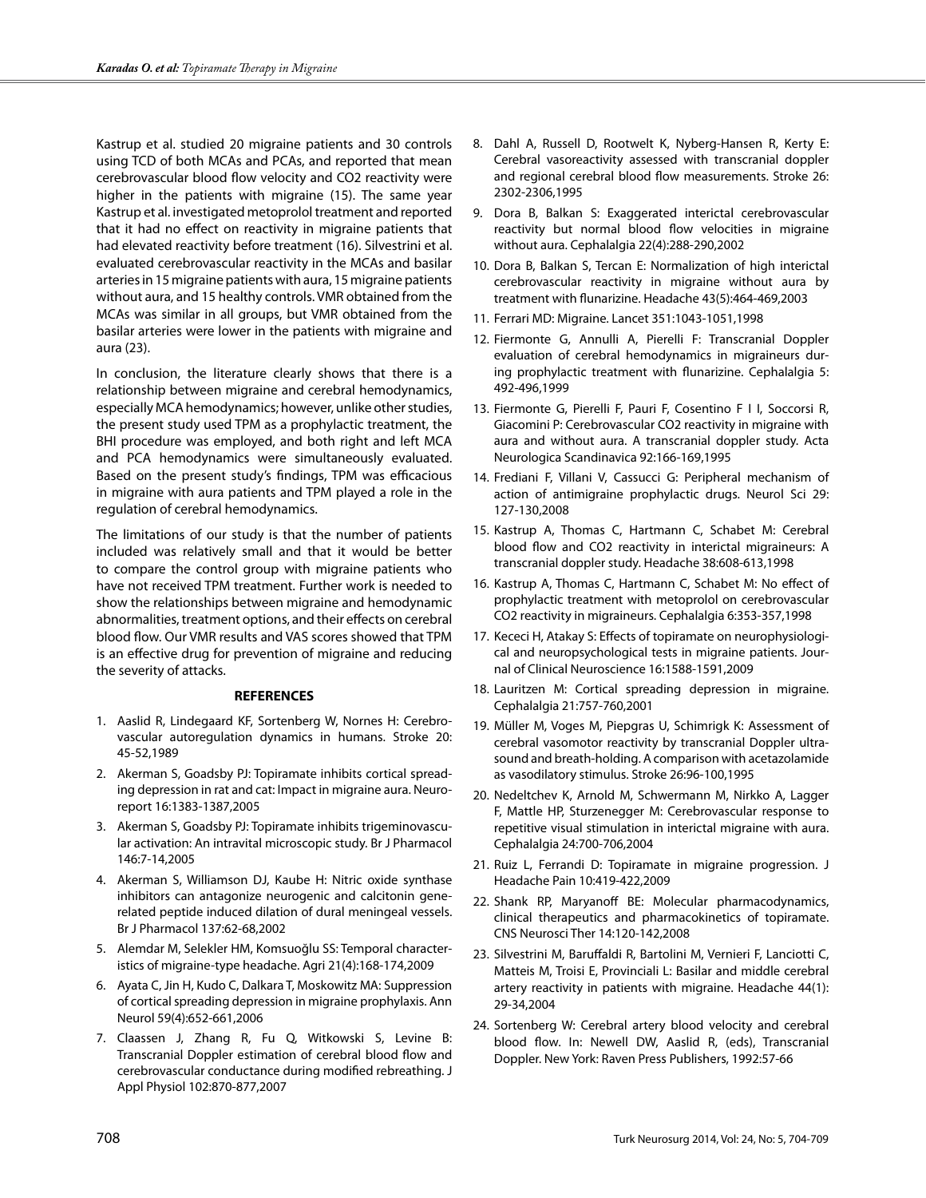Kastrup et al. studied 20 migraine patients and 30 controls using TCD of both MCAs and PCAs, and reported that mean cerebrovascular blood flow velocity and CO2 reactivity were higher in the patients with migraine (15). The same year Kastrup et al. investigated metoprolol treatment and reported that it had no effect on reactivity in migraine patients that had elevated reactivity before treatment (16). Silvestrini et al. evaluated cerebrovascular reactivity in the MCAs and basilar arteries in 15 migraine patients with aura, 15 migraine patients without aura, and 15 healthy controls. VMR obtained from the MCAs was similar in all groups, but VMR obtained from the basilar arteries were lower in the patients with migraine and aura (23).

In conclusion, the literature clearly shows that there is a relationship between migraine and cerebral hemodynamics, especially MCA hemodynamics; however, unlike other studies, the present study used TPM as a prophylactic treatment, the BHI procedure was employed, and both right and left MCA and PCA hemodynamics were simultaneously evaluated. Based on the present study's findings, TPM was efficacious in migraine with aura patients and TPM played a role in the regulation of cerebral hemodynamics.

The limitations of our study is that the number of patients included was relatively small and that it would be better to compare the control group with migraine patients who have not received TPM treatment. Further work is needed to show the relationships between migraine and hemodynamic abnormalities, treatment options, and their effects on cerebral blood flow. Our VMR results and VAS scores showed that TPM is an effective drug for prevention of migraine and reducing the severity of attacks.

## REFERENCES

1. Aaslid R, Lindegaard KF, Sortenberg W, Nornes H: Cerebrovascular autoregulation dynamics in humans. Stroke 20: 45-52,1989
2. Akerman S, Goadsby PJ: Topiramate inhibits cortical spreading depression in rat and cat: Impact in migraine aura. Neuroreport 16:1383-1387,2005
3. Akerman S, Goadsby PJ: Topiramate inhibits trigeminovascular activation: An intravital microscopic study. Br J Pharmacol 146:7-14,2005
4. Akerman S, Williamson DJ, Kaube H: Nitric oxide synthase inhibitors can antagonize neurogenic and calcitonin gene-related peptide induced dilation of dural meningeal vessels. Br J Pharmacol 137:62-68,2002
5. Alemdar M, Selekler HM, Komsuoğlu SS: Temporal characteristics of migraine-type headache. Agri 21(4):168-174,2009
6. Ayata C, Jin H, Kudo C, Dalkara T, Moskowitz MA: Suppression of cortical spreading depression in migraine prophylaxis. Ann Neurol 59(4):652-661,2006
7. Claassen J, Zhang R, Fu Q, Witkowski S, Levine B: Transcranial Doppler estimation of cerebral blood flow and cerebrovascular conductance during modified rebreathing. J Appl Physiol 102:870-877,2007
8. Dahl A, Russell D, Rootwelt K, Nyberg-Hansen R, Kerty E: Cerebral vasoreactivity assessed with transcranial doppler and regional cerebral blood flow measurements. Stroke 26: 2302-2306,1995
9. Dora B, Balkan S: Exaggerated interictal cerebrovascular reactivity but normal blood flow velocities in migraine without aura. Cephalalgia 22(4):288-290,2002
10. Dora B, Balkan S, Tercan E: Normalization of high interictal cerebrovascular reactivity in migraine without aura by treatment with flunarizine. Headache 43(5):464-469,2003
11. Ferrari MD: Migraine. Lancet 351:1043-1051,1998
12. Fiermonte G, Annulli A, Pierelli F: Transcranial Doppler evaluation of cerebral hemodynamics in migraineurs during prophylactic treatment with flunarizine. Cephalalgia 5: 492-496,1999
13. Fiermonte G, Pierelli F, Pauri F, Cosentino F I I, Soccorsi R, Giacomini P: Cerebrovascular CO2 reactivity in migraine with aura and without aura. A transcranial doppler study. Acta Neurologica Scandinavica 92:166-169,1995
14. Frediani F, Villani V, Cassucci G: Peripheral mechanism of action of antimigraine prophylactic drugs. Neurol Sci 29: 127-130,2008
15. Kastrup A, Thomas C, Hartmann C, Schabet M: Cerebral blood flow and CO2 reactivity in interictal migraineurs: A transcranial doppler study. Headache 38:608-613,1998
16. Kastrup A, Thomas C, Hartmann C, Schabet M: No effect of prophylactic treatment with metoprolol on cerebrovascular CO2 reactivity in migraineurs. Cephalalgia 6:353-357,1998
17. Kececi H, Atakay S: Effects of topiramate on neurophysiological and neuropsychological tests in migraine patients. Journal of Clinical Neuroscience 16:1588-1591,2009
18. Lauritzen M: Cortical spreading depression in migraine. Cephalalgia 21:757-760,2001
19. Müller M, Voges M, Piepgras U, Schimrigk K: Assessment of cerebral vasomotor reactivity by transcranial Doppler ultrasound and breath-holding. A comparison with acetazolamide as vasodilatory stimulus. Stroke 26:96-100,1995
20. Nedeltchev K, Arnold M, Schwermann M, Nirkko A, Lagger F, Mattle HP, Sturzenegger M: Cerebrovascular response to repetitive visual stimulation in interictal migraine with aura. Cephalalgia 24:700-706,2004
21. Ruiz L, Ferrandi D: Topiramate in migraine progression. J Headache Pain 10:419-422,2009
22. Shank RP, Maryanoff BE: Molecular pharmacodynamics, clinical therapeutics and pharmacokinetics of topiramate. CNS Neurosci Ther 14:120-142,2008
23. Silvestrini M, Baruffaldi R, Bartolini M, Vernieri F, Lanciotti C, Matteis M, Troisi E, Provinciali L: Basilar and middle cerebral artery reactivity in patients with migraine. Headache 44(1): 29-34,2004
24. Sortenberg W: Cerebral artery blood velocity and cerebral blood flow. In: Newell DW, Aaslid R, (eds), Transcranial Doppler. New York: Raven Press Publishers, 1992:57-66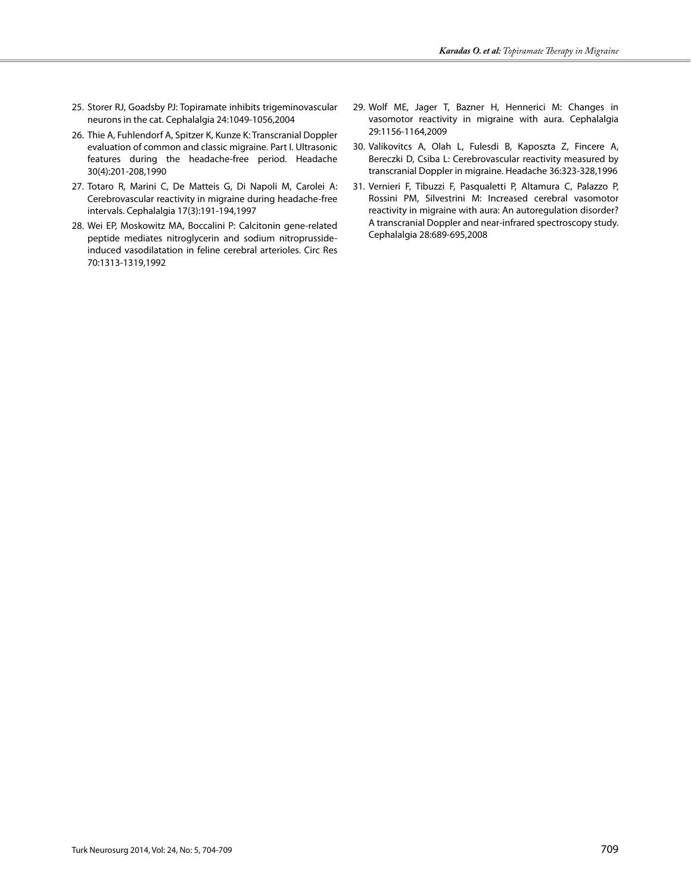25. Storer RJ, Goadsby PJ: Topiramate inhibits trigeminovascular neurons in the cat. Cephalalgia 24:1049-1056,2004
26. Thie A, Fuhlendorf A, Spitzer K, Kunze K: Transcranial Doppler evaluation of common and classic migraine. Part I. Ultrasonic features during the headache-free period. Headache 30(4):201-208,1990
27. Totaro R, Marini C, De Matteis G, Di Napoli M, Carolei A: Cerebrovascular reactivity in migraine during headache-free intervals. Cephalalgia 17(3):191-194,1997
28. Wei EP, Moskowitz MA, Boccalini P: Calcitonin gene-related peptide mediates nitroglycerin and sodium nitroprusside-induced vasodilatation in feline cerebral arterioles. Circ Res 70:1313-1319,1992
29. Wolf ME, Jager T, Bazner H, Hennerici M: Changes in vasomotor reactivity in migraine with aura. Cephalalgia 29:1156-1164,2009
30. Valikovitcs A, Olah L, Fulesdi B, Kaposzta Z, Fincere A, Bereczki D, Csiba L: Cerebrovascular reactivity measured by transcranial Doppler in migraine. Headache 36:323-328,1996
31. Vernieri F, Tibuzzi F, Pasqualetti P, Altamura C, Palazzo P, Rossini PM, Silvestrini M: Increased cerebral vasomotor reactivity in migraine with aura: An autoregulation disorder? A transcranial Doppler and near-infrared spectroscopy study. Cephalalgia 28:689-695,2008